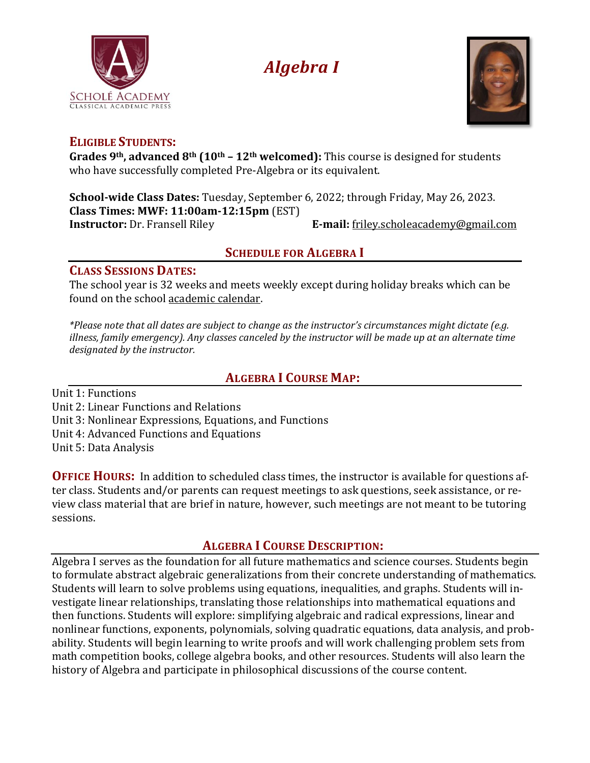# *Algebra I*

## ELIGIBLE STUDENTS:

**Grades 9th, advanced 8th (10th – 12th welcomed):** This course is designed for students who have successfully completed Pre-Algebra or its equivalent.

**School-wide Class Dates:** Tuesday, September 6, 2022; through Friday, May 26, 2023.
**Class Times: MWF: 11:00am-12:15pm** (EST)
**Instructor:** Dr. Fransell Riley **E-mail:** friley.scholeacademy@gmail.com

## SCHEDULE FOR ALGEBRA I

### CLASS SESSIONS DATES:

The school year is 32 weeks and meets weekly except during holiday breaks which can be found on the school academic calendar.

*\*Please note that all dates are subject to change as the instructor's circumstances might dictate (e.g. illness, family emergency). Any classes canceled by the instructor will be made up at an alternate time designated by the instructor.*

## ALGEBRA I COURSE MAP:

Unit 1: Functions
Unit 2: Linear Functions and Relations
Unit 3: Nonlinear Expressions, Equations, and Functions
Unit 4: Advanced Functions and Equations
Unit 5: Data Analysis

**OFFICE HOURS:** In addition to scheduled class times, the instructor is available for questions after class. Students and/or parents can request meetings to ask questions, seek assistance, or review class material that are brief in nature, however, such meetings are not meant to be tutoring sessions.

## ALGEBRA I COURSE DESCRIPTION:

Algebra I serves as the foundation for all future mathematics and science courses. Students begin to formulate abstract algebraic generalizations from their concrete understanding of mathematics. Students will learn to solve problems using equations, inequalities, and graphs. Students will investigate linear relationships, translating those relationships into mathematical equations and then functions. Students will explore: simplifying algebraic and radical expressions, linear and nonlinear functions, exponents, polynomials, solving quadratic equations, data analysis, and probability. Students will begin learning to write proofs and will work challenging problem sets from math competition books, college algebra books, and other resources. Students will also learn the history of Algebra and participate in philosophical discussions of the course content.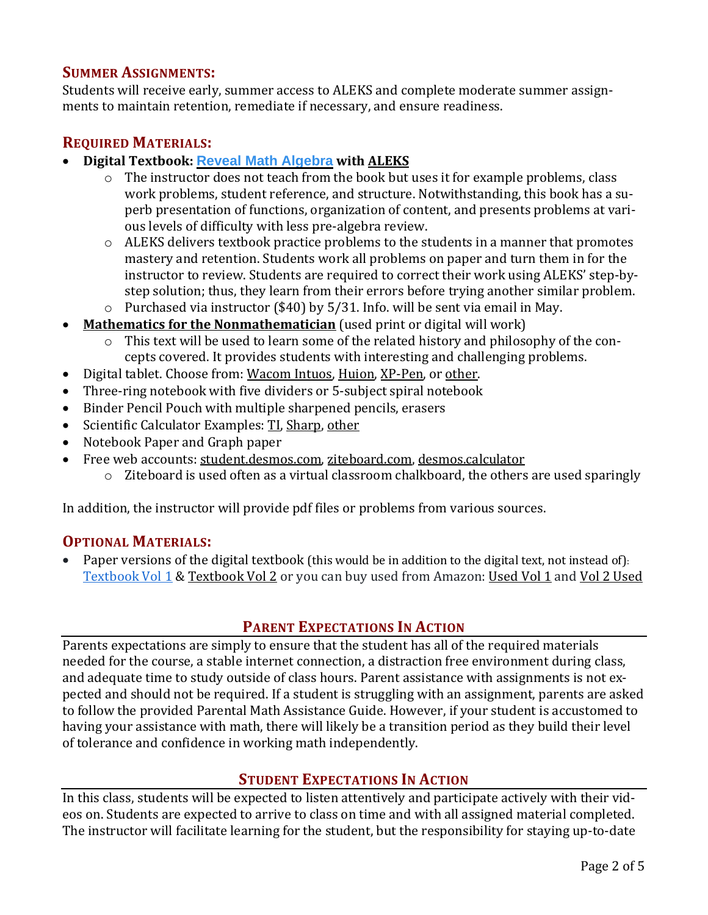## Summer Assignments:

Students will receive early, summer access to ALEKS and complete moderate summer assignments to maintain retention, remediate if necessary, and ensure readiness.

## Required Materials:

- **Digital Textbook: Reveal Math Algebra with ALEKS**
  - The instructor does not teach from the book but uses it for example problems, class work problems, student reference, and structure. Notwithstanding, this book has a superb presentation of functions, organization of content, and presents problems at various levels of difficulty with less pre-algebra review.
  - ALEKS delivers textbook practice problems to the students in a manner that promotes mastery and retention. Students work all problems on paper and turn them in for the instructor to review. Students are required to correct their work using ALEKS' step-by-step solution; thus, they learn from their errors before trying another similar problem.
  - Purchased via instructor ($40) by 5/31. Info. will be sent via email in May.
- **Mathematics for the Nonmathematician** (used print or digital will work)
  - This text will be used to learn some of the related history and philosophy of the concepts covered. It provides students with interesting and challenging problems.
- Digital tablet. Choose from: Wacom Intuos, Huion, XP-Pen, or other.
- Three-ring notebook with five dividers or 5-subject spiral notebook
- Binder Pencil Pouch with multiple sharpened pencils, erasers
- Scientific Calculator Examples: TI, Sharp, other
- Notebook Paper and Graph paper
- Free web accounts: student.desmos.com, ziteboard.com, desmos.calculator
  - Ziteboard is used often as a virtual classroom chalkboard, the others are used sparingly

In addition, the instructor will provide pdf files or problems from various sources.

## Optional Materials:

- Paper versions of the digital textbook (this would be in addition to the digital text, not instead of): Textbook Vol 1 & Textbook Vol 2 or you can buy used from Amazon: Used Vol 1 and Vol 2 Used

## Parent Expectations In Action

Parents expectations are simply to ensure that the student has all of the required materials needed for the course, a stable internet connection, a distraction free environment during class, and adequate time to study outside of class hours. Parent assistance with assignments is not expected and should not be required. If a student is struggling with an assignment, parents are asked to follow the provided Parental Math Assistance Guide. However, if your student is accustomed to having your assistance with math, there will likely be a transition period as they build their level of tolerance and confidence in working math independently.

## Student Expectations In Action

In this class, students will be expected to listen attentively and participate actively with their videos on. Students are expected to arrive to class on time and with all assigned material completed. The instructor will facilitate learning for the student, but the responsibility for staying up-to-date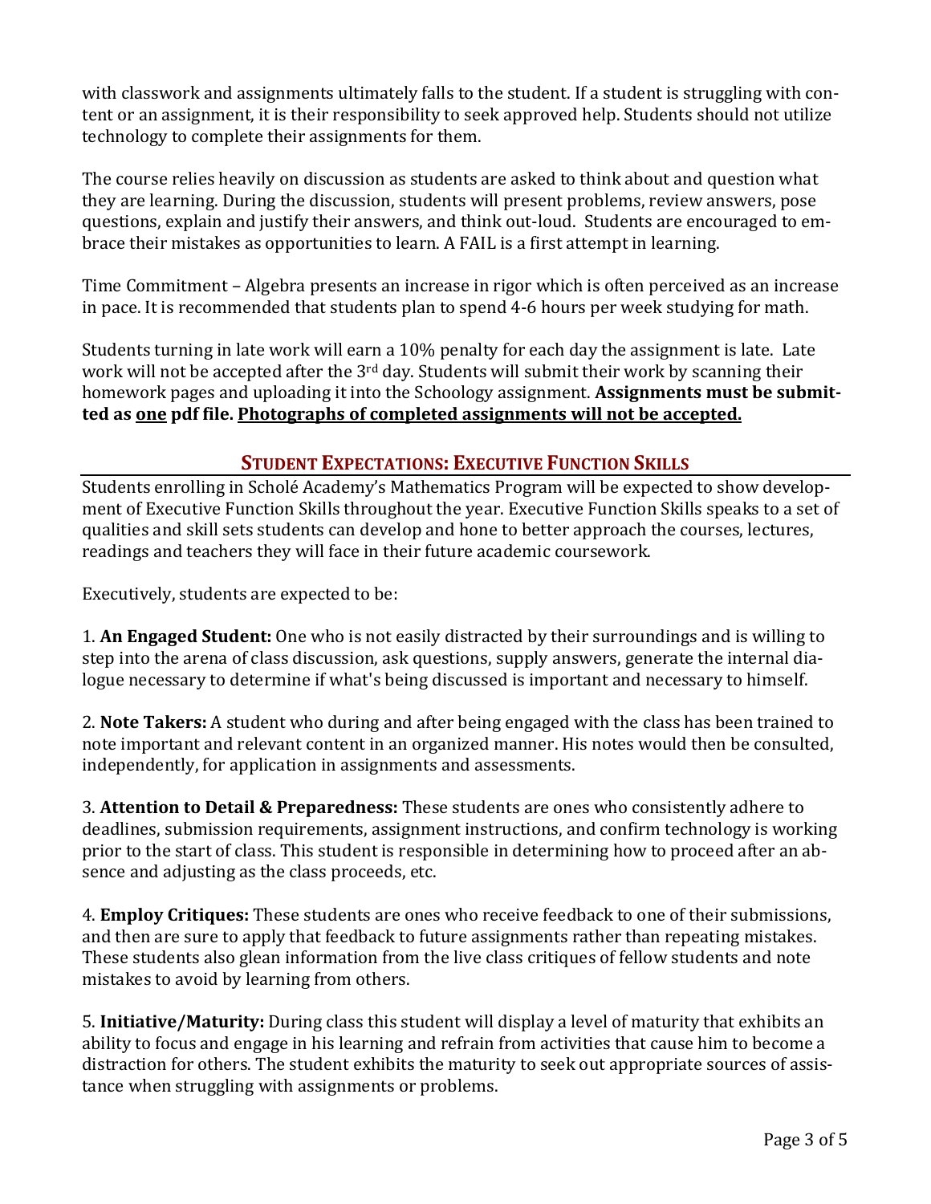with classwork and assignments ultimately falls to the student. If a student is struggling with content or an assignment, it is their responsibility to seek approved help. Students should not utilize technology to complete their assignments for them.

The course relies heavily on discussion as students are asked to think about and question what they are learning. During the discussion, students will present problems, review answers, pose questions, explain and justify their answers, and think out-loud. Students are encouraged to embrace their mistakes as opportunities to learn. A FAIL is a first attempt in learning.

Time Commitment – Algebra presents an increase in rigor which is often perceived as an increase in pace. It is recommended that students plan to spend 4-6 hours per week studying for math.

Students turning in late work will earn a 10% penalty for each day the assignment is late. Late work will not be accepted after the 3rd day. Students will submit their work by scanning their homework pages and uploading it into the Schoology assignment. **Assignments must be submitted as <u>one</u> pdf file. <u>Photographs of completed assignments will not be accepted.</u>**

## STUDENT EXPECTATIONS: EXECUTIVE FUNCTION SKILLS

Students enrolling in Scholé Academy's Mathematics Program will be expected to show development of Executive Function Skills throughout the year. Executive Function Skills speaks to a set of qualities and skill sets students can develop and hone to better approach the courses, lectures, readings and teachers they will face in their future academic coursework.

Executively, students are expected to be:

1. **An Engaged Student:** One who is not easily distracted by their surroundings and is willing to step into the arena of class discussion, ask questions, supply answers, generate the internal dialogue necessary to determine if what's being discussed is important and necessary to himself.

2. **Note Takers:** A student who during and after being engaged with the class has been trained to note important and relevant content in an organized manner. His notes would then be consulted, independently, for application in assignments and assessments.

3. **Attention to Detail & Preparedness:** These students are ones who consistently adhere to deadlines, submission requirements, assignment instructions, and confirm technology is working prior to the start of class. This student is responsible in determining how to proceed after an absence and adjusting as the class proceeds, etc.

4. **Employ Critiques:** These students are ones who receive feedback to one of their submissions, and then are sure to apply that feedback to future assignments rather than repeating mistakes. These students also glean information from the live class critiques of fellow students and note mistakes to avoid by learning from others.

5. **Initiative/Maturity:** During class this student will display a level of maturity that exhibits an ability to focus and engage in his learning and refrain from activities that cause him to become a distraction for others. The student exhibits the maturity to seek out appropriate sources of assistance when struggling with assignments or problems.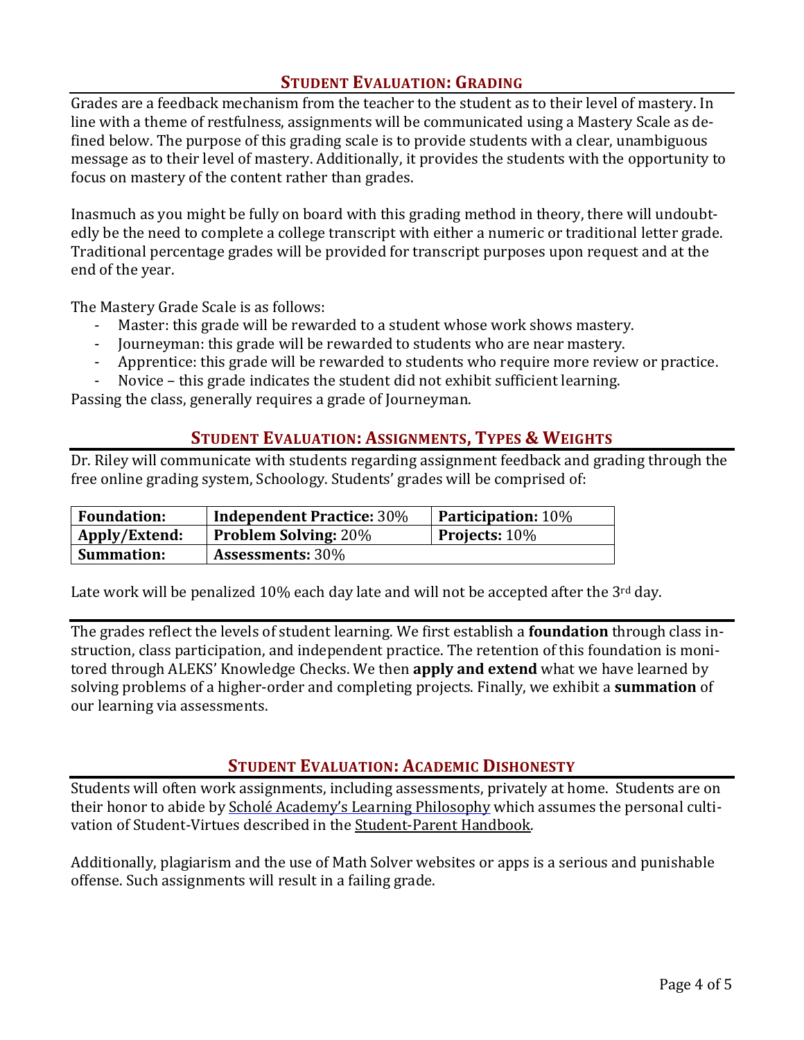## STUDENT EVALUATION: GRADING

Grades are a feedback mechanism from the teacher to the student as to their level of mastery. In line with a theme of restfulness, assignments will be communicated using a Mastery Scale as defined below. The purpose of this grading scale is to provide students with a clear, unambiguous message as to their level of mastery. Additionally, it provides the students with the opportunity to focus on mastery of the content rather than grades.

Inasmuch as you might be fully on board with this grading method in theory, there will undoubtedly be the need to complete a college transcript with either a numeric or traditional letter grade. Traditional percentage grades will be provided for transcript purposes upon request and at the end of the year.

The Mastery Grade Scale is as follows:

- Master: this grade will be rewarded to a student whose work shows mastery.
- Journeyman: this grade will be rewarded to students who are near mastery.
- Apprentice: this grade will be rewarded to students who require more review or practice.
- Novice – this grade indicates the student did not exhibit sufficient learning.

Passing the class, generally requires a grade of Journeyman.

## STUDENT EVALUATION: ASSIGNMENTS, TYPES & WEIGHTS

Dr. Riley will communicate with students regarding assignment feedback and grading through the free online grading system, Schoology. Students' grades will be comprised of:

| | | |
|---|---|---|
| **Foundation:** | **Independent Practice:** 30% | **Participation:** 10% |
| **Apply/Extend:** | **Problem Solving:** 20% | **Projects:** 10% |
| **Summation:** | **Assessments:** 30% | |

Late work will be penalized 10% each day late and will not be accepted after the 3rd day.

The grades reflect the levels of student learning. We first establish a **foundation** through class instruction, class participation, and independent practice. The retention of this foundation is monitored through ALEKS' Knowledge Checks. We then **apply and extend** what we have learned by solving problems of a higher-order and completing projects. Finally, we exhibit a **summation** of our learning via assessments.

## STUDENT EVALUATION: ACADEMIC DISHONESTY

Students will often work assignments, including assessments, privately at home. Students are on their honor to abide by Scholé Academy's Learning Philosophy which assumes the personal cultivation of Student-Virtues described in the Student-Parent Handbook.

Additionally, plagiarism and the use of Math Solver websites or apps is a serious and punishable offense. Such assignments will result in a failing grade.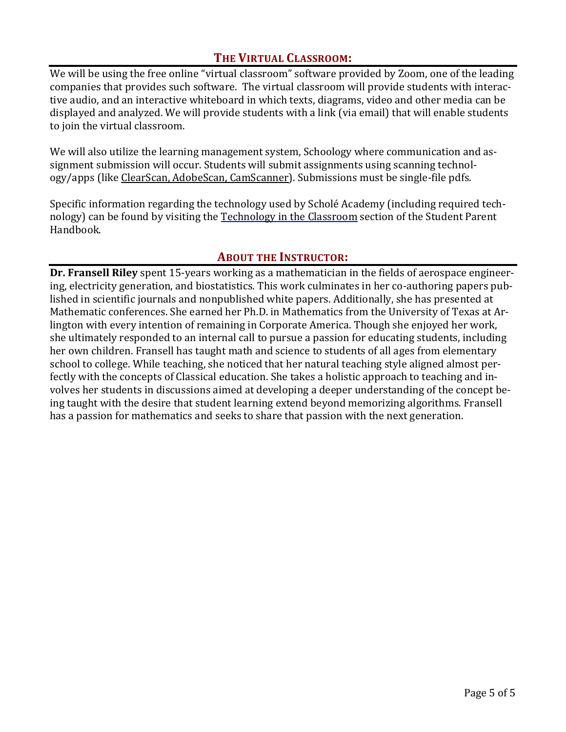## THE VIRTUAL CLASSROOM:

We will be using the free online "virtual classroom" software provided by Zoom, one of the leading companies that provides such software. The virtual classroom will provide students with interactive audio, and an interactive whiteboard in which texts, diagrams, video and other media can be displayed and analyzed. We will provide students with a link (via email) that will enable students to join the virtual classroom.

We will also utilize the learning management system, Schoology where communication and assignment submission will occur. Students will submit assignments using scanning technology/apps (like ClearScan, AdobeScan, CamScanner). Submissions must be single-file pdfs.

Specific information regarding the technology used by Scholé Academy (including required technology) can be found by visiting the Technology in the Classroom section of the Student Parent Handbook.

## ABOUT THE INSTRUCTOR:

**Dr. Fransell Riley** spent 15-years working as a mathematician in the fields of aerospace engineering, electricity generation, and biostatistics. This work culminates in her co-authoring papers published in scientific journals and nonpublished white papers. Additionally, she has presented at Mathematic conferences. She earned her Ph.D. in Mathematics from the University of Texas at Arlington with every intention of remaining in Corporate America. Though she enjoyed her work, she ultimately responded to an internal call to pursue a passion for educating students, including her own children. Fransell has taught math and science to students of all ages from elementary school to college. While teaching, she noticed that her natural teaching style aligned almost perfectly with the concepts of Classical education. She takes a holistic approach to teaching and involves her students in discussions aimed at developing a deeper understanding of the concept being taught with the desire that student learning extend beyond memorizing algorithms. Fransell has a passion for mathematics and seeks to share that passion with the next generation.